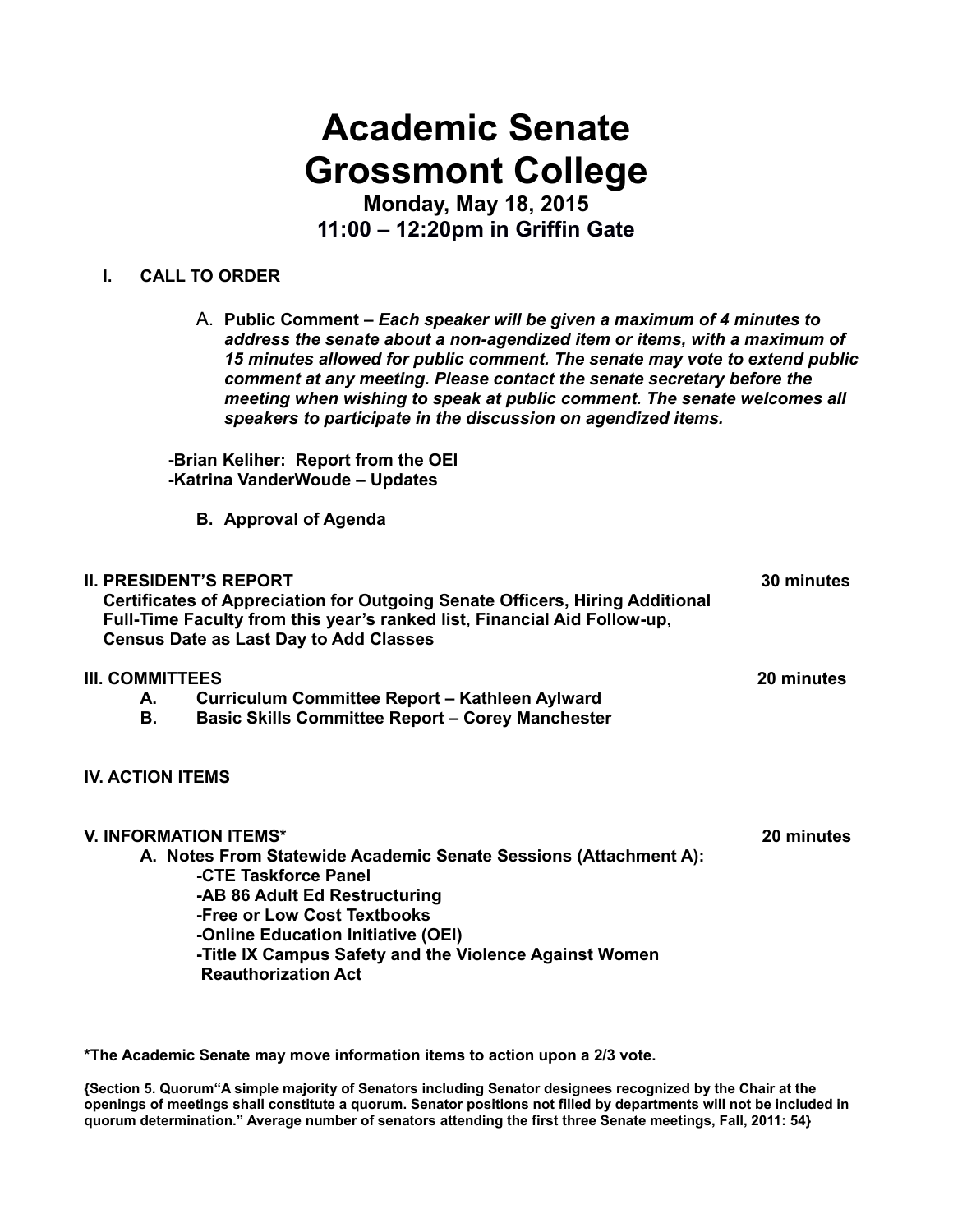# Academic Senate
# Grossmont College

**Monday, May 18, 2015**
**11:00 – 12:20pm in Griffin Gate**

**I. CALL TO ORDER**

A. **Public Comment** – ***Each speaker will be given a maximum of 4 minutes to address the senate about a non-agendized item or items, with a maximum of 15 minutes allowed for public comment. The senate may vote to extend public comment at any meeting. Please contact the senate secretary before the meeting when wishing to speak at public comment. The senate welcomes all speakers to participate in the discussion on agendized items.***

**-Brian Keliher: Report from the OEI**
**-Katrina VanderWoude – Updates**

B. **Approval of Agenda**

**II. PRESIDENT'S REPORT** — **30 minutes**

**Certificates of Appreciation for Outgoing Senate Officers, Hiring Additional Full-Time Faculty from this year's ranked list, Financial Aid Follow-up, Census Date as Last Day to Add Classes**

**III. COMMITTEES** — **20 minutes**

A. **Curriculum Committee Report – Kathleen Aylward**
B. **Basic Skills Committee Report – Corey Manchester**

**IV. ACTION ITEMS**

**V. INFORMATION ITEMS*** — **20 minutes**

A. **Notes From Statewide Academic Senate Sessions (Attachment A):**
- **CTE Taskforce Panel**
- **AB 86 Adult Ed Restructuring**
- **Free or Low Cost Textbooks**
- **Online Education Initiative (OEI)**
- **Title IX Campus Safety and the Violence Against Women Reauthorization Act**

**\*The Academic Senate may move information items to action upon a 2/3 vote.**

**{Section 5. Quorum"A simple majority of Senators including Senator designees recognized by the Chair at the openings of meetings shall constitute a quorum. Senator positions not filled by departments will not be included in quorum determination." Average number of senators attending the first three Senate meetings, Fall, 2011: 54}**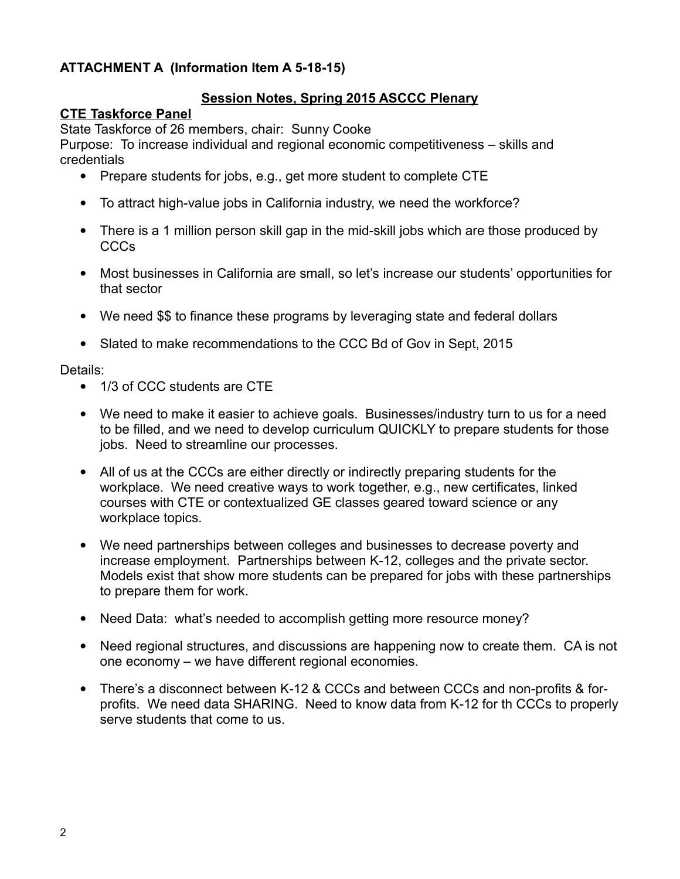**ATTACHMENT A (Information Item A 5-18-15)**

**Session Notes, Spring 2015 ASCCC Plenary**

**CTE Taskforce Panel**

State Taskforce of 26 members, chair: Sunny Cooke

Purpose: To increase individual and regional economic competitiveness – skills and credentials

- Prepare students for jobs, e.g., get more student to complete CTE
- To attract high-value jobs in California industry, we need the workforce?
- There is a 1 million person skill gap in the mid-skill jobs which are those produced by CCCs
- Most businesses in California are small, so let's increase our students' opportunities for that sector
- We need $$ to finance these programs by leveraging state and federal dollars
- Slated to make recommendations to the CCC Bd of Gov in Sept, 2015

Details:

- 1/3 of CCC students are CTE
- We need to make it easier to achieve goals. Businesses/industry turn to us for a need to be filled, and we need to develop curriculum QUICKLY to prepare students for those jobs. Need to streamline our processes.
- All of us at the CCCs are either directly or indirectly preparing students for the workplace. We need creative ways to work together, e.g., new certificates, linked courses with CTE or contextualized GE classes geared toward science or any workplace topics.
- We need partnerships between colleges and businesses to decrease poverty and increase employment. Partnerships between K-12, colleges and the private sector. Models exist that show more students can be prepared for jobs with these partnerships to prepare them for work.
- Need Data: what's needed to accomplish getting more resource money?
- Need regional structures, and discussions are happening now to create them. CA is not one economy – we have different regional economies.
- There's a disconnect between K-12 & CCCs and between CCCs and non-profits & for-profits. We need data SHARING. Need to know data from K-12 for th CCCs to properly serve students that come to us.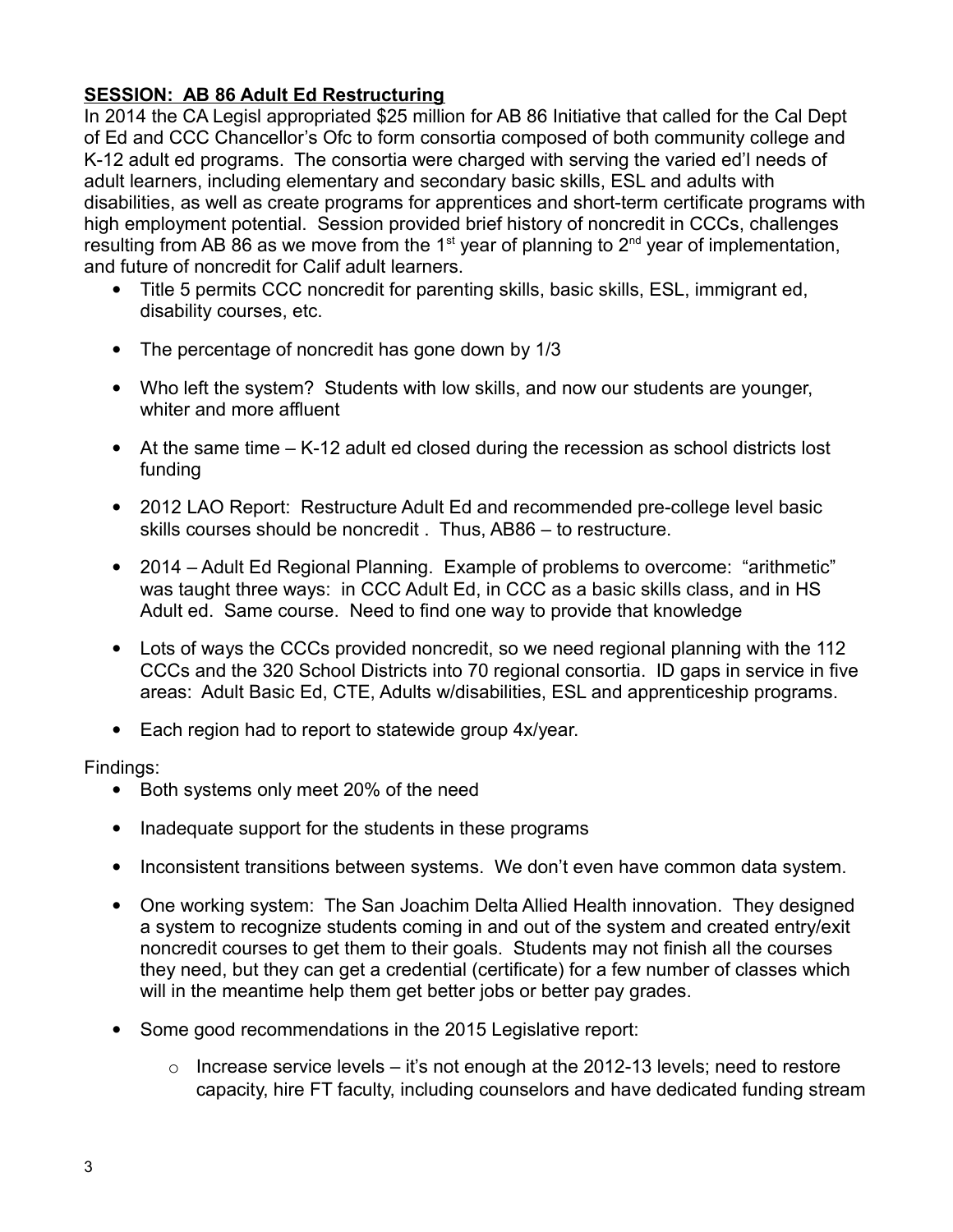**SESSION: AB 86 Adult Ed Restructuring**

In 2014 the CA Legisl appropriated $25 million for AB 86 Initiative that called for the Cal Dept of Ed and CCC Chancellor's Ofc to form consortia composed of both community college and K-12 adult ed programs. The consortia were charged with serving the varied ed'l needs of adult learners, including elementary and secondary basic skills, ESL and adults with disabilities, as well as create programs for apprentices and short-term certificate programs with high employment potential. Session provided brief history of noncredit in CCCs, challenges resulting from AB 86 as we move from the 1st year of planning to 2nd year of implementation, and future of noncredit for Calif adult learners.

- Title 5 permits CCC noncredit for parenting skills, basic skills, ESL, immigrant ed, disability courses, etc.
- The percentage of noncredit has gone down by 1/3
- Who left the system? Students with low skills, and now our students are younger, whiter and more affluent
- At the same time – K-12 adult ed closed during the recession as school districts lost funding
- 2012 LAO Report: Restructure Adult Ed and recommended pre-college level basic skills courses should be noncredit . Thus, AB86 – to restructure.
- 2014 – Adult Ed Regional Planning. Example of problems to overcome: "arithmetic" was taught three ways: in CCC Adult Ed, in CCC as a basic skills class, and in HS Adult ed. Same course. Need to find one way to provide that knowledge
- Lots of ways the CCCs provided noncredit, so we need regional planning with the 112 CCCs and the 320 School Districts into 70 regional consortia. ID gaps in service in five areas: Adult Basic Ed, CTE, Adults w/disabilities, ESL and apprenticeship programs.
- Each region had to report to statewide group 4x/year.

Findings:

- Both systems only meet 20% of the need
- Inadequate support for the students in these programs
- Inconsistent transitions between systems. We don't even have common data system.
- One working system: The San Joachim Delta Allied Health innovation. They designed a system to recognize students coming in and out of the system and created entry/exit noncredit courses to get them to their goals. Students may not finish all the courses they need, but they can get a credential (certificate) for a few number of classes which will in the meantime help them get better jobs or better pay grades.
- Some good recommendations in the 2015 Legislative report:
  - Increase service levels – it's not enough at the 2012-13 levels; need to restore capacity, hire FT faculty, including counselors and have dedicated funding stream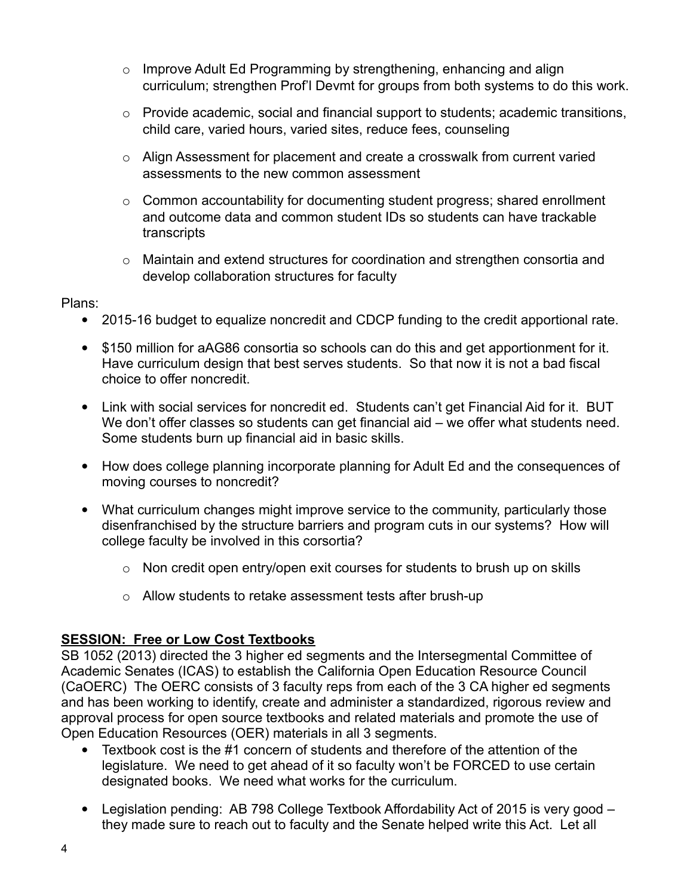- Improve Adult Ed Programming by strengthening, enhancing and align curriculum; strengthen Prof'l Devmt for groups from both systems to do this work.
  - Provide academic, social and financial support to students; academic transitions, child care, varied hours, varied sites, reduce fees, counseling
  - Align Assessment for placement and create a crosswalk from current varied assessments to the new common assessment
  - Common accountability for documenting student progress; shared enrollment and outcome data and common student IDs so students can have trackable transcripts
  - Maintain and extend structures for coordination and strengthen consortia and develop collaboration structures for faculty

Plans:

- 2015-16 budget to equalize noncredit and CDCP funding to the credit apportional rate.
- $150 million for aAG86 consortia so schools can do this and get apportionment for it. Have curriculum design that best serves students. So that now it is not a bad fiscal choice to offer noncredit.
- Link with social services for noncredit ed. Students can't get Financial Aid for it. BUT We don't offer classes so students can get financial aid – we offer what students need. Some students burn up financial aid in basic skills.
- How does college planning incorporate planning for Adult Ed and the consequences of moving courses to noncredit?
- What curriculum changes might improve service to the community, particularly those disenfranchised by the structure barriers and program cuts in our systems? How will college faculty be involved in this corsortia?
  - Non credit open entry/open exit courses for students to brush up on skills
  - Allow students to retake assessment tests after brush-up

**SESSION: Free or Low Cost Textbooks**

SB 1052 (2013) directed the 3 higher ed segments and the Intersegmental Committee of Academic Senates (ICAS) to establish the California Open Education Resource Council (CaOERC) The OERC consists of 3 faculty reps from each of the 3 CA higher ed segments and has been working to identify, create and administer a standardized, rigorous review and approval process for open source textbooks and related materials and promote the use of Open Education Resources (OER) materials in all 3 segments.

- Textbook cost is the #1 concern of students and therefore of the attention of the legislature. We need to get ahead of it so faculty won't be FORCED to use certain designated books. We need what works for the curriculum.
- Legislation pending: AB 798 College Textbook Affordability Act of 2015 is very good – they made sure to reach out to faculty and the Senate helped write this Act. Let all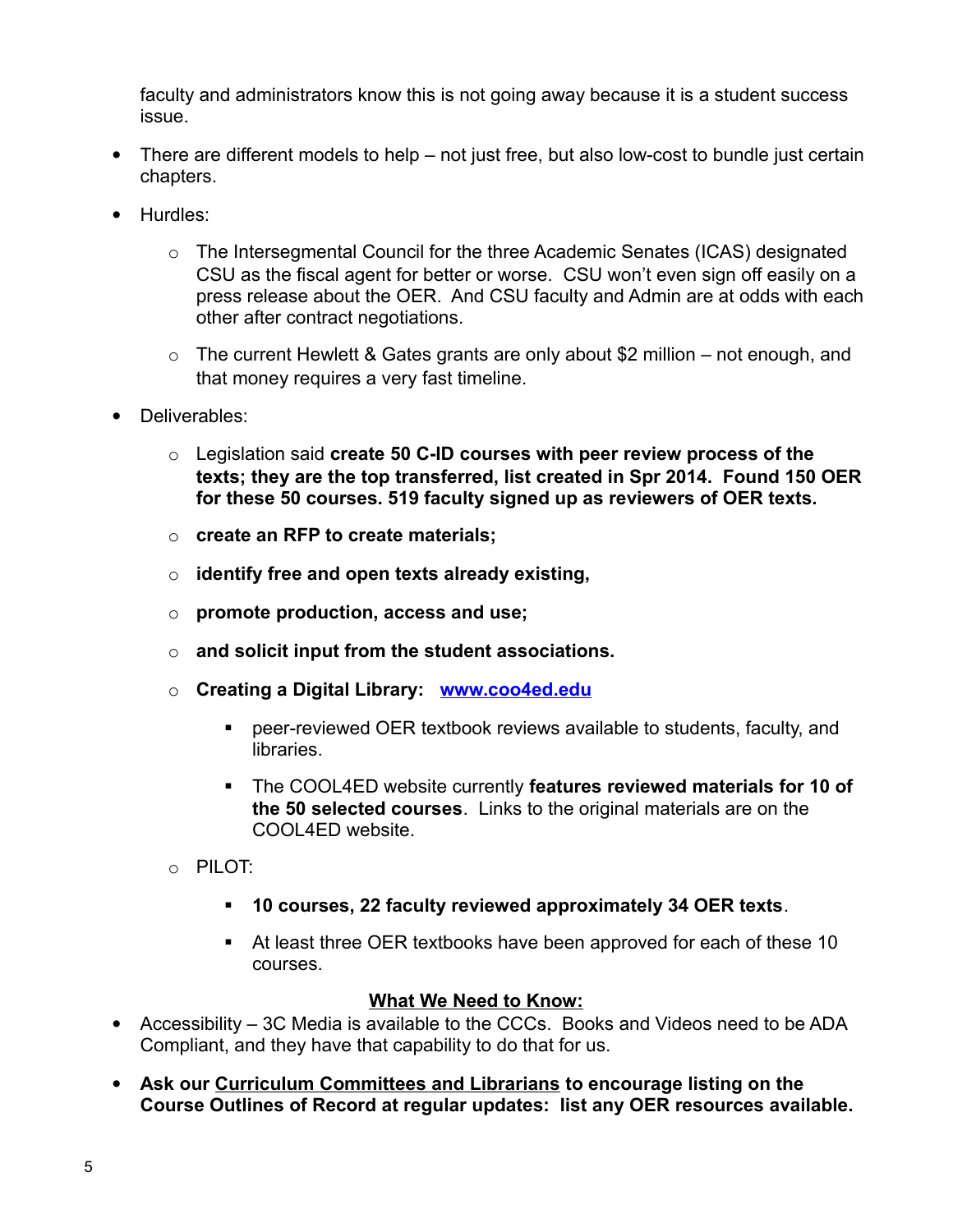faculty and administrators know this is not going away because it is a student success issue.

- There are different models to help – not just free, but also low-cost to bundle just certain chapters.
- Hurdles:
  - The Intersegmental Council for the three Academic Senates (ICAS) designated CSU as the fiscal agent for better or worse. CSU won't even sign off easily on a press release about the OER. And CSU faculty and Admin are at odds with each other after contract negotiations.
  - The current Hewlett & Gates grants are only about $2 million – not enough, and that money requires a very fast timeline.
- Deliverables:
  - Legislation said **create 50 C-ID courses with peer review process of the texts; they are the top transferred, list created in Spr 2014. Found 150 OER for these 50 courses. 519 faculty signed up as reviewers of OER texts.**
  - **create an RFP to create materials;**
  - **identify free and open texts already existing,**
  - **promote production, access and use;**
  - **and solicit input from the student associations.**
  - **Creating a Digital Library: [www.coo4ed.edu](http://www.coo4ed.edu)**
    - peer-reviewed OER textbook reviews available to students, faculty, and libraries.
    - The COOL4ED website currently **features reviewed materials for 10 of the 50 selected courses**. Links to the original materials are on the COOL4ED website.
  - PILOT:
    - **10 courses, 22 faculty reviewed approximately 34 OER texts**.
    - At least three OER textbooks have been approved for each of these 10 courses.

**<u>What We Need to Know:</u>**

- Accessibility – 3C Media is available to the CCCs. Books and Videos need to be ADA Compliant, and they have that capability to do that for us.
- **Ask our <u>Curriculum Committees and Librarians</u> to encourage listing on the Course Outlines of Record at regular updates: list any OER resources available.**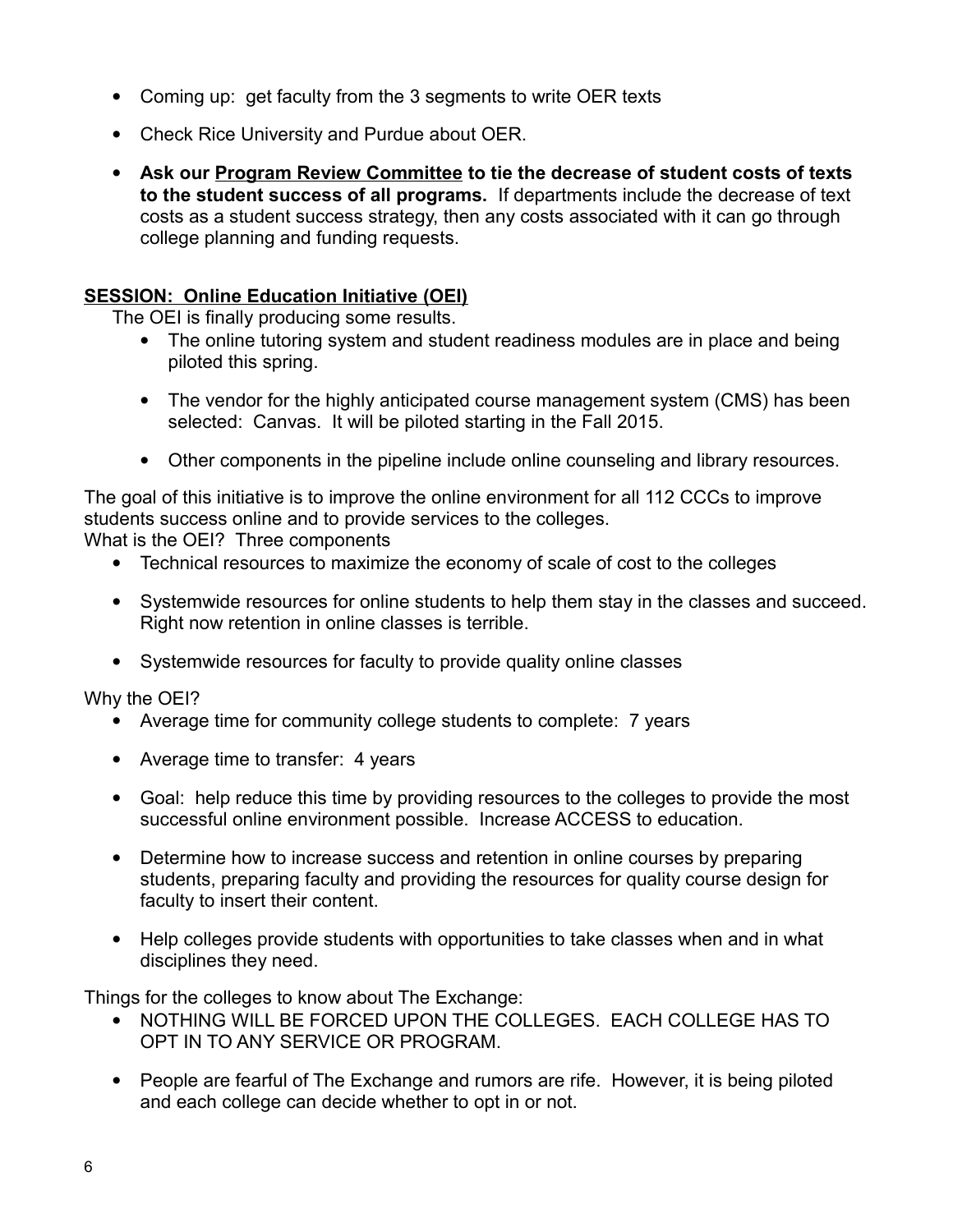- Coming up: get faculty from the 3 segments to write OER texts
- Check Rice University and Purdue about OER.
- **Ask our <u>Program Review Committee</u> to tie the decrease of student costs of texts to the student success of all programs.** If departments include the decrease of text costs as a student success strategy, then any costs associated with it can go through college planning and funding requests.

**<u>SESSION: Online Education Initiative (OEI)</u>**

The OEI is finally producing some results.

- The online tutoring system and student readiness modules are in place and being piloted this spring.
- The vendor for the highly anticipated course management system (CMS) has been selected: Canvas. It will be piloted starting in the Fall 2015.
- Other components in the pipeline include online counseling and library resources.

The goal of this initiative is to improve the online environment for all 112 CCCs to improve students success online and to provide services to the colleges.

What is the OEI? Three components

- Technical resources to maximize the economy of scale of cost to the colleges
- Systemwide resources for online students to help them stay in the classes and succeed. Right now retention in online classes is terrible.
- Systemwide resources for faculty to provide quality online classes

Why the OEI?

- Average time for community college students to complete: 7 years
- Average time to transfer: 4 years
- Goal: help reduce this time by providing resources to the colleges to provide the most successful online environment possible. Increase ACCESS to education.
- Determine how to increase success and retention in online courses by preparing students, preparing faculty and providing the resources for quality course design for faculty to insert their content.
- Help colleges provide students with opportunities to take classes when and in what disciplines they need.

Things for the colleges to know about The Exchange:

- NOTHING WILL BE FORCED UPON THE COLLEGES. EACH COLLEGE HAS TO OPT IN TO ANY SERVICE OR PROGRAM.
- People are fearful of The Exchange and rumors are rife. However, it is being piloted and each college can decide whether to opt in or not.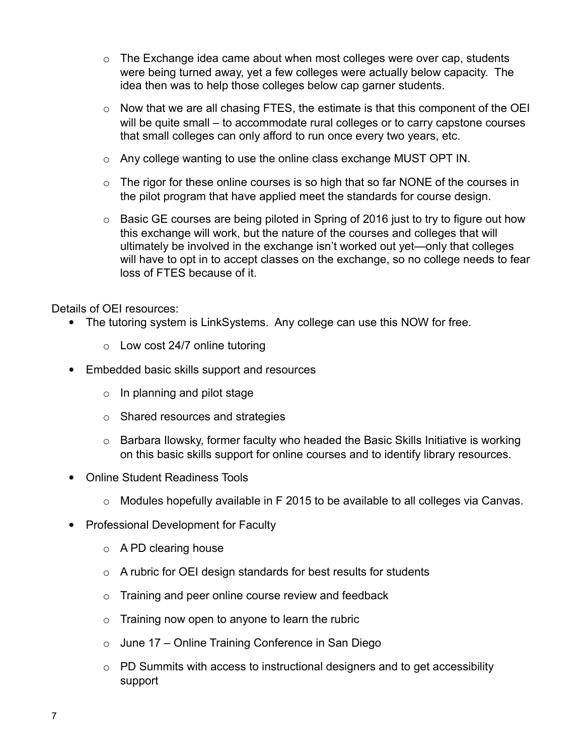- The Exchange idea came about when most colleges were over cap, students were being turned away, yet a few colleges were actually below capacity. The idea then was to help those colleges below cap garner students.
- Now that we are all chasing FTES, the estimate is that this component of the OEI will be quite small – to accommodate rural colleges or to carry capstone courses that small colleges can only afford to run once every two years, etc.
- Any college wanting to use the online class exchange MUST OPT IN.
- The rigor for these online courses is so high that so far NONE of the courses in the pilot program that have applied meet the standards for course design.
- Basic GE courses are being piloted in Spring of 2016 just to try to figure out how this exchange will work, but the nature of the courses and colleges that will ultimately be involved in the exchange isn't worked out yet—only that colleges will have to opt in to accept classes on the exchange, so no college needs to fear loss of FTES because of it.

Details of OEI resources:

- The tutoring system is LinkSystems. Any college can use this NOW for free.
  - Low cost 24/7 online tutoring
- Embedded basic skills support and resources
  - In planning and pilot stage
  - Shared resources and strategies
  - Barbara Ilowsky, former faculty who headed the Basic Skills Initiative is working on this basic skills support for online courses and to identify library resources.
- Online Student Readiness Tools
  - Modules hopefully available in F 2015 to be available to all colleges via Canvas.
- Professional Development for Faculty
  - A PD clearing house
  - A rubric for OEI design standards for best results for students
  - Training and peer online course review and feedback
  - Training now open to anyone to learn the rubric
  - June 17 – Online Training Conference in San Diego
  - PD Summits with access to instructional designers and to get accessibility support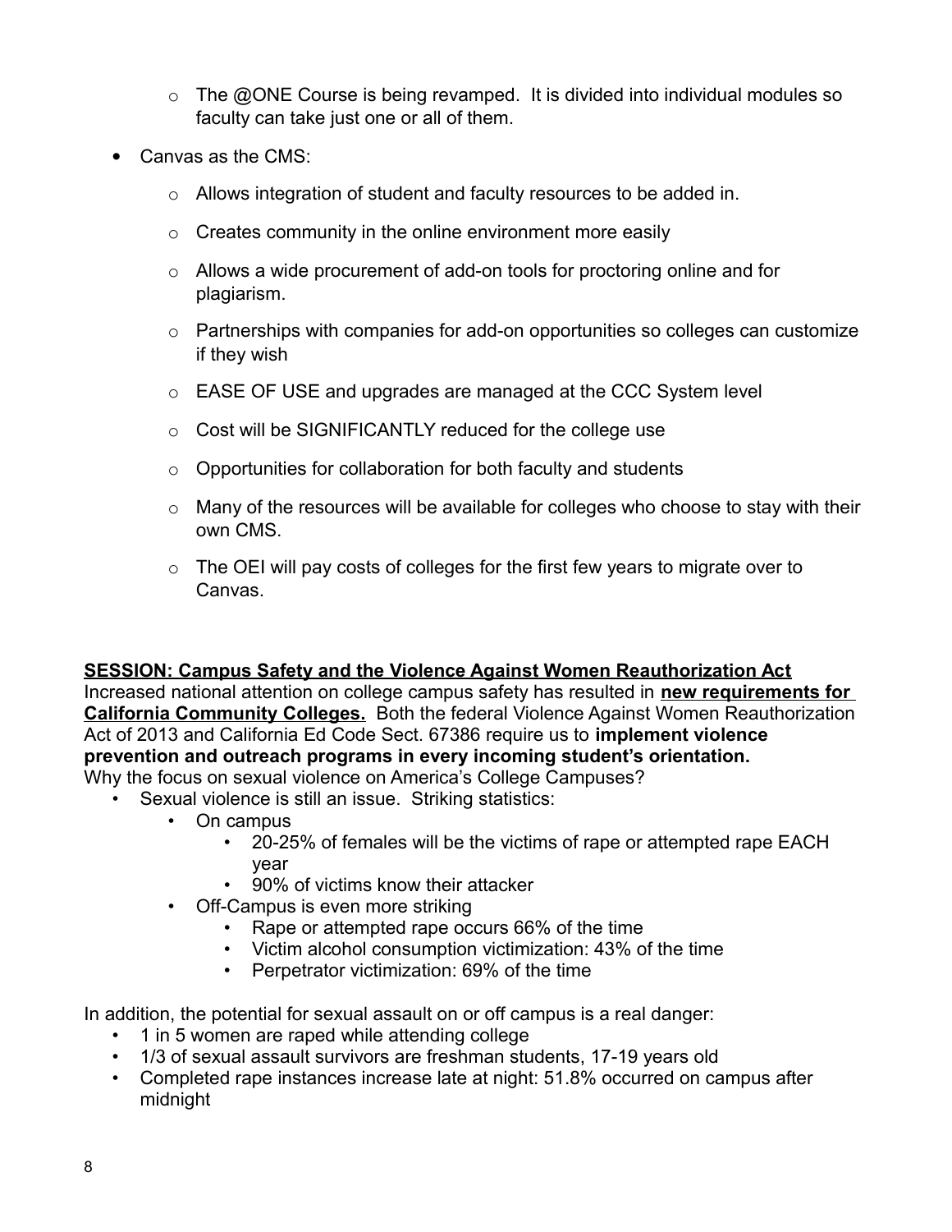- The @ONE Course is being revamped. It is divided into individual modules so faculty can take just one or all of them.

- Canvas as the CMS:
  - Allows integration of student and faculty resources to be added in.
  - Creates community in the online environment more easily
  - Allows a wide procurement of add-on tools for proctoring online and for plagiarism.
  - Partnerships with companies for add-on opportunities so colleges can customize if they wish
  - EASE OF USE and upgrades are managed at the CCC System level
  - Cost will be SIGNIFICANTLY reduced for the college use
  - Opportunities for collaboration for both faculty and students
  - Many of the resources will be available for colleges who choose to stay with their own CMS.
  - The OEI will pay costs of colleges for the first few years to migrate over to Canvas.

**SESSION: Campus Safety and the Violence Against Women Reauthorization Act**

Increased national attention on college campus safety has resulted in **new requirements for California Community Colleges.** Both the federal Violence Against Women Reauthorization Act of 2013 and California Ed Code Sect. 67386 require us to **implement violence prevention and outreach programs in every incoming student's orientation.**

Why the focus on sexual violence on America's College Campuses?

- Sexual violence is still an issue. Striking statistics:
  - On campus
    - 20-25% of females will be the victims of rape or attempted rape EACH year
    - 90% of victims know their attacker
  - Off-Campus is even more striking
    - Rape or attempted rape occurs 66% of the time
    - Victim alcohol consumption victimization: 43% of the time
    - Perpetrator victimization: 69% of the time

In addition, the potential for sexual assault on or off campus is a real danger:

- 1 in 5 women are raped while attending college
- 1/3 of sexual assault survivors are freshman students, 17-19 years old
- Completed rape instances increase late at night: 51.8% occurred on campus after midnight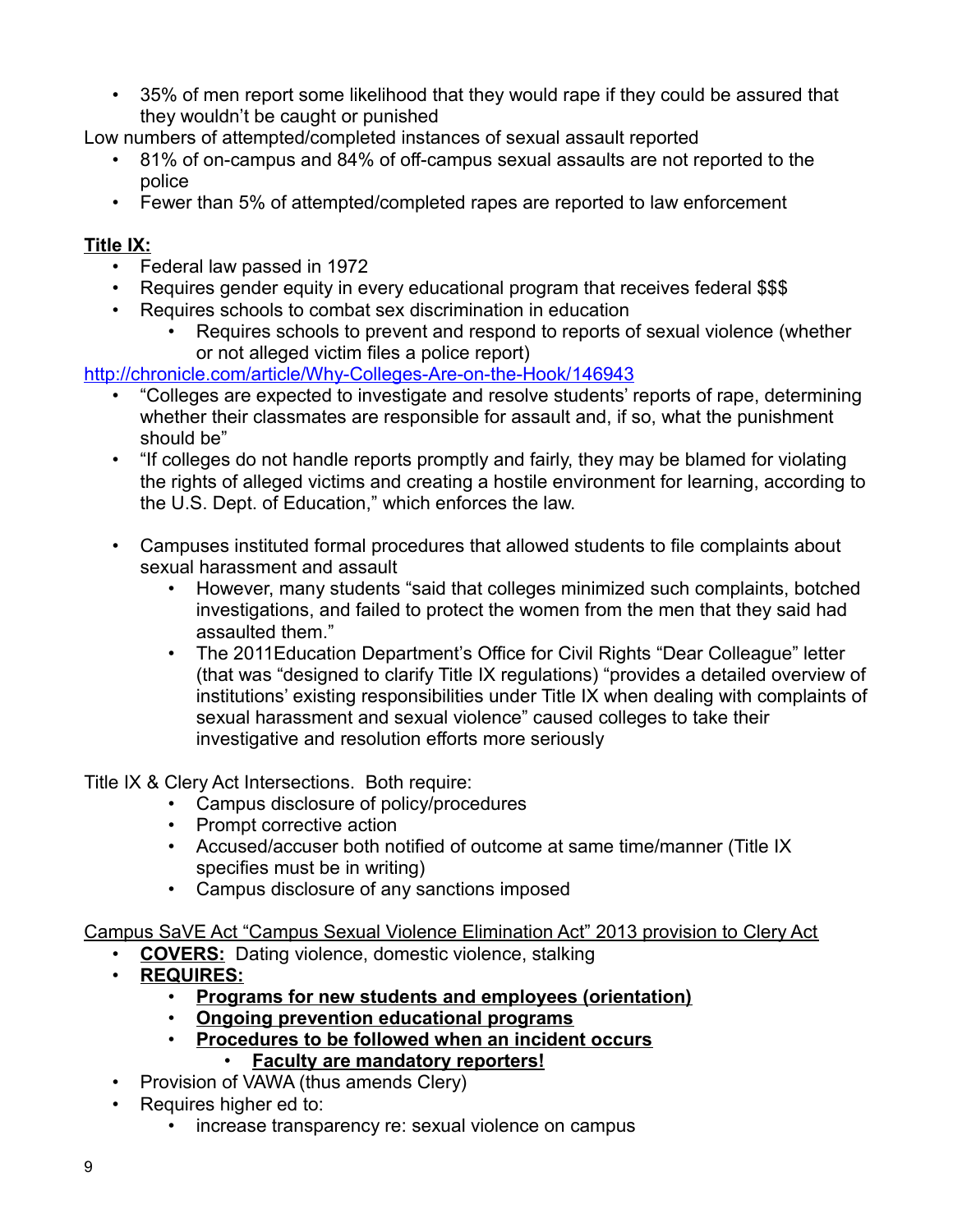- 35% of men report some likelihood that they would rape if they could be assured that they wouldn't be caught or punished

Low numbers of attempted/completed instances of sexual assault reported

- 81% of on-campus and 84% of off-campus sexual assaults are not reported to the police
- Fewer than 5% of attempted/completed rapes are reported to law enforcement

**<u>Title IX:</u>**

- Federal law passed in 1972
- Requires gender equity in every educational program that receives federal $$$
- Requires schools to combat sex discrimination in education
    - Requires schools to prevent and respond to reports of sexual violence (whether or not alleged victim files a police report)

[http://chronicle.com/article/Why-Colleges-Are-on-the-Hook/146943](http://chronicle.com/article/Why-Colleges-Are-on-the-Hook/146943)

- "Colleges are expected to investigate and resolve students' reports of rape, determining whether their classmates are responsible for assault and, if so, what the punishment should be"
- "If colleges do not handle reports promptly and fairly, they may be blamed for violating the rights of alleged victims and creating a hostile environment for learning, according to the U.S. Dept. of Education," which enforces the law.

- Campuses instituted formal procedures that allowed students to file complaints about sexual harassment and assault
    - However, many students "said that colleges minimized such complaints, botched investigations, and failed to protect the women from the men that they said had assaulted them."
    - The 2011Education Department's Office for Civil Rights "Dear Colleague" letter (that was "designed to clarify Title IX regulations) "provides a detailed overview of institutions' existing responsibilities under Title IX when dealing with complaints of sexual harassment and sexual violence" caused colleges to take their investigative and resolution efforts more seriously

Title IX & Clery Act Intersections. Both require:

- Campus disclosure of policy/procedures
- Prompt corrective action
- Accused/accuser both notified of outcome at same time/manner (Title IX specifies must be in writing)
- Campus disclosure of any sanctions imposed

<u>Campus SaVE Act "Campus Sexual Violence Elimination Act" 2013 provision to Clery Act</u>

- **<u>COVERS:</u>** Dating violence, domestic violence, stalking
- **<u>REQUIRES:</u>**
    - **<u>Programs for new students and employees (orientation)</u>**
    - **<u>Ongoing prevention educational programs</u>**
    - **<u>Procedures to be followed when an incident occurs</u>**
        - **<u>Faculty are mandatory reporters!</u>**
- Provision of VAWA (thus amends Clery)
- Requires higher ed to:
    - increase transparency re: sexual violence on campus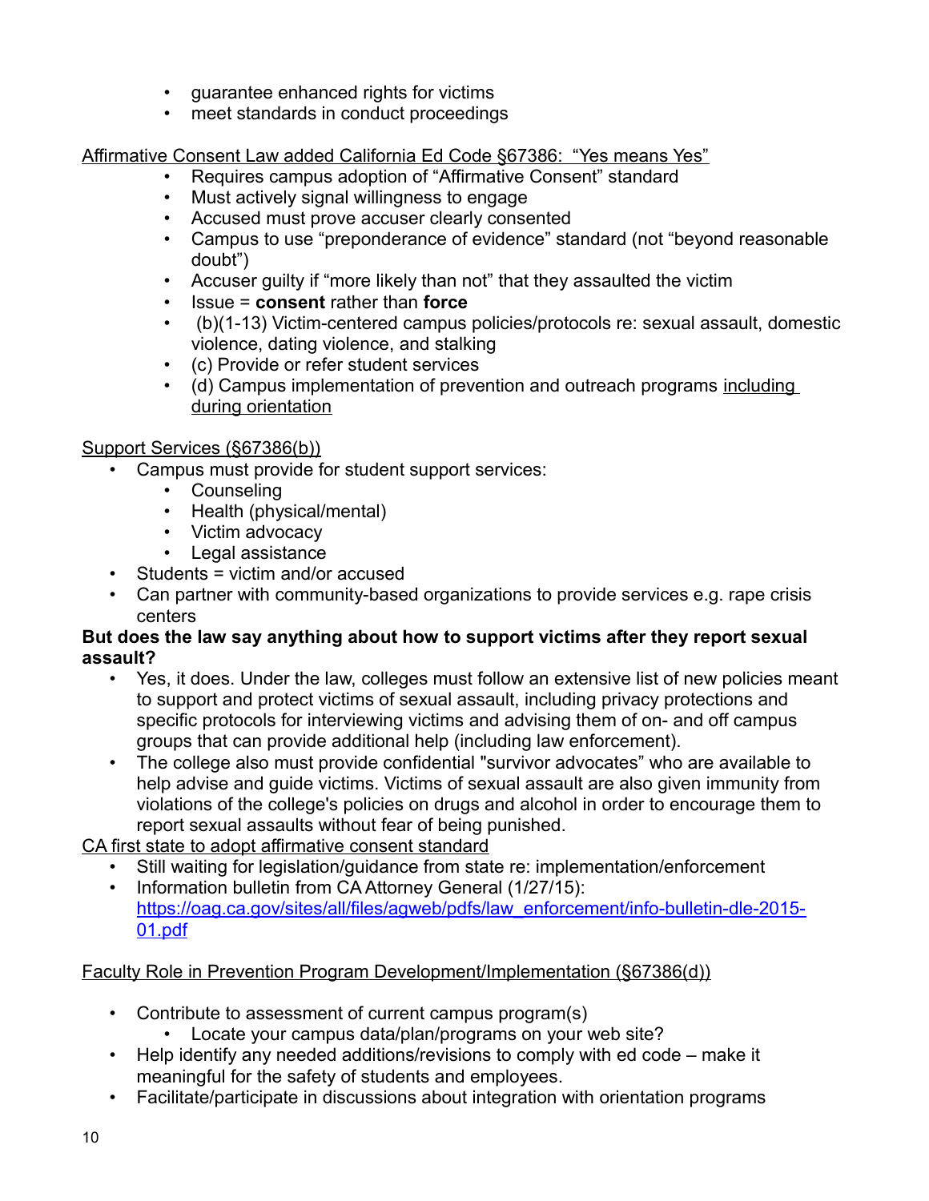- guarantee enhanced rights for victims
- meet standards in conduct proceedings

Affirmative Consent Law added California Ed Code §67386: "Yes means Yes"

- Requires campus adoption of "Affirmative Consent" standard
- Must actively signal willingness to engage
- Accused must prove accuser clearly consented
- Campus to use "preponderance of evidence" standard (not "beyond reasonable doubt")
- Accuser guilty if "more likely than not" that they assaulted the victim
- Issue = **consent** rather than **force**
- (b)(1-13) Victim-centered campus policies/protocols re: sexual assault, domestic violence, dating violence, and stalking
- (c) Provide or refer student services
- (d) Campus implementation of prevention and outreach programs including during orientation

Support Services (§67386(b))

- Campus must provide for student support services:
    - Counseling
    - Health (physical/mental)
    - Victim advocacy
    - Legal assistance
- Students = victim and/or accused
- Can partner with community-based organizations to provide services e.g. rape crisis centers

**But does the law say anything about how to support victims after they report sexual assault?**

- Yes, it does. Under the law, colleges must follow an extensive list of new policies meant to support and protect victims of sexual assault, including privacy protections and specific protocols for interviewing victims and advising them of on- and off campus groups that can provide additional help (including law enforcement).
- The college also must provide confidential "survivor advocates" who are available to help advise and guide victims. Victims of sexual assault are also given immunity from violations of the college's policies on drugs and alcohol in order to encourage them to report sexual assaults without fear of being punished.

CA first state to adopt affirmative consent standard

- Still waiting for legislation/guidance from state re: implementation/enforcement
- Information bulletin from CA Attorney General (1/27/15): https://oag.ca.gov/sites/all/files/agweb/pdfs/law_enforcement/info-bulletin-dle-2015-01.pdf

Faculty Role in Prevention Program Development/Implementation (§67386(d))

- Contribute to assessment of current campus program(s)
    - Locate your campus data/plan/programs on your web site?
- Help identify any needed additions/revisions to comply with ed code – make it meaningful for the safety of students and employees.
- Facilitate/participate in discussions about integration with orientation programs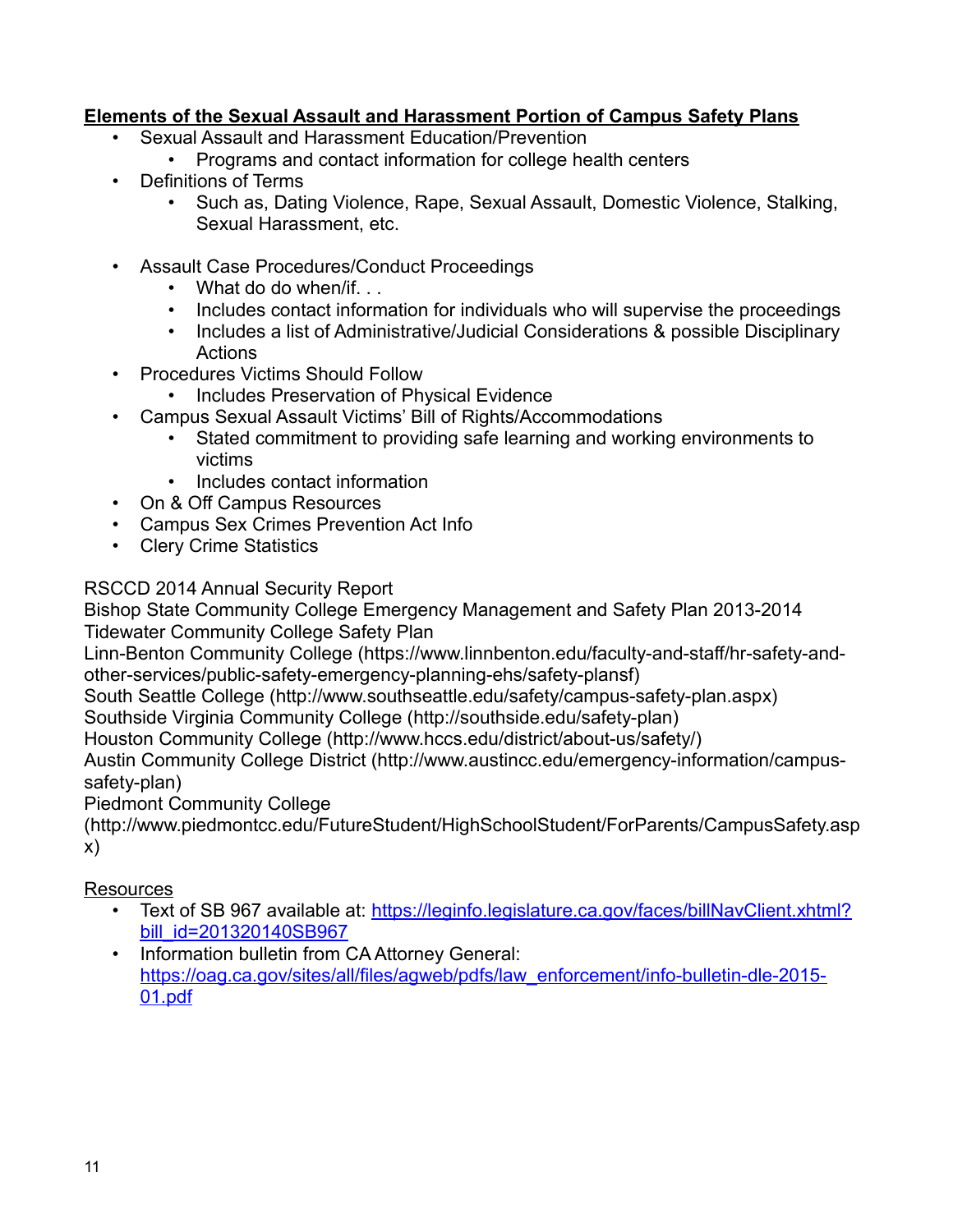**Elements of the Sexual Assault and Harassment Portion of Campus Safety Plans**

- Sexual Assault and Harassment Education/Prevention
    - Programs and contact information for college health centers
- Definitions of Terms
    - Such as, Dating Violence, Rape, Sexual Assault, Domestic Violence, Stalking, Sexual Harassment, etc.
- Assault Case Procedures/Conduct Proceedings
    - What do do when/if. . .
    - Includes contact information for individuals who will supervise the proceedings
    - Includes a list of Administrative/Judicial Considerations & possible Disciplinary Actions
- Procedures Victims Should Follow
    - Includes Preservation of Physical Evidence
- Campus Sexual Assault Victims' Bill of Rights/Accommodations
    - Stated commitment to providing safe learning and working environments to victims
    - Includes contact information
- On & Off Campus Resources
- Campus Sex Crimes Prevention Act Info
- Clery Crime Statistics

RSCCD 2014 Annual Security Report
Bishop State Community College Emergency Management and Safety Plan 2013-2014
Tidewater Community College Safety Plan
Linn-Benton Community College (https://www.linnbenton.edu/faculty-and-staff/hr-safety-and-other-services/public-safety-emergency-planning-ehs/safety-plansf)
South Seattle College (http://www.southseattle.edu/safety/campus-safety-plan.aspx)
Southside Virginia Community College (http://southside.edu/safety-plan)
Houston Community College (http://www.hccs.edu/district/about-us/safety/)
Austin Community College District (http://www.austincc.edu/emergency-information/campus-safety-plan)
Piedmont Community College (http://www.piedmontcc.edu/FutureStudent/HighSchoolStudent/ForParents/CampusSafety.aspx)

Resources

- Text of SB 967 available at: https://leginfo.legislature.ca.gov/faces/billNavClient.xhtml?bill_id=201320140SB967
- Information bulletin from CA Attorney General: https://oag.ca.gov/sites/all/files/agweb/pdfs/law_enforcement/info-bulletin-dle-2015-01.pdf